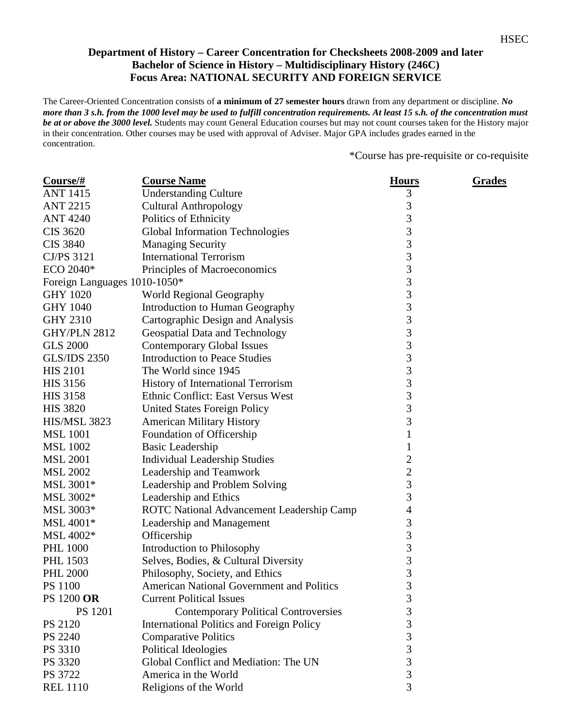**Department of History – Career Concentration for Checksheets 2008-2009 and later**
**Bachelor of Science in History – Multidisciplinary History (246C)**
**Focus Area: NATIONAL SECURITY AND FOREIGN SERVICE**

The Career-Oriented Concentration consists of **a minimum of 27 semester hours** drawn from any department or discipline. ***No more than 3 s.h. from the 1000 level may be used to fulfill concentration requirements. At least 15 s.h. of the concentration must be at or above the 3000 level.*** Students may count General Education courses but may not count courses taken for the History major in their concentration. Other courses may be used with approval of Adviser. Major GPA includes grades earned in the concentration.

*Course has pre-requisite or co-requisite

| Course/# | Course Name | Hours | Grades |
|---|---|---|---|
| ANT 1415 | Understanding Culture | 3 | |
| ANT 2215 | Cultural Anthropology | 3 | |
| ANT 4240 | Politics of Ethnicity | 3 | |
| CIS 3620 | Global Information Technologies | 3 | |
| CIS 3840 | Managing Security | 3 | |
| CJ/PS 3121 | International Terrorism | 3 | |
| ECO 2040* | Principles of Macroeconomics | 3 | |
| Foreign Languages 1010-1050* | | 3 | |
| GHY 1020 | World Regional Geography | 3 | |
| GHY 1040 | Introduction to Human Geography | 3 | |
| GHY 2310 | Cartographic Design and Analysis | 3 | |
| GHY/PLN 2812 | Geospatial Data and Technology | 3 | |
| GLS 2000 | Contemporary Global Issues | 3 | |
| GLS/IDS 2350 | Introduction to Peace Studies | 3 | |
| HIS 2101 | The World since 1945 | 3 | |
| HIS 3156 | History of International Terrorism | 3 | |
| HIS 3158 | Ethnic Conflict: East Versus West | 3 | |
| HIS 3820 | United States Foreign Policy | 3 | |
| HIS/MSL 3823 | American Military History | 3 | |
| MSL 1001 | Foundation of Officership | 1 | |
| MSL 1002 | Basic Leadership | 1 | |
| MSL 2001 | Individual Leadership Studies | 2 | |
| MSL 2002 | Leadership and Teamwork | 2 | |
| MSL 3001* | Leadership and Problem Solving | 3 | |
| MSL 3002* | Leadership and Ethics | 3 | |
| MSL 3003* | ROTC National Advancement Leadership Camp | 4 | |
| MSL 4001* | Leadership and Management | 3 | |
| MSL 4002* | Officership | 3 | |
| PHL 1000 | Introduction to Philosophy | 3 | |
| PHL 1503 | Selves, Bodies, & Cultural Diversity | 3 | |
| PHL 2000 | Philosophy, Society, and Ethics | 3 | |
| PS 1100 | American National Government and Politics | 3 | |
| PS 1200 **OR** | Current Political Issues | 3 | |
| PS 1201 | Contemporary Political Controversies | 3 | |
| PS 2120 | International Politics and Foreign Policy | 3 | |
| PS 2240 | Comparative Politics | 3 | |
| PS 3310 | Political Ideologies | 3 | |
| PS 3320 | Global Conflict and Mediation: The UN | 3 | |
| PS 3722 | America in the World | 3 | |
| REL 1110 | Religions of the World | 3 | |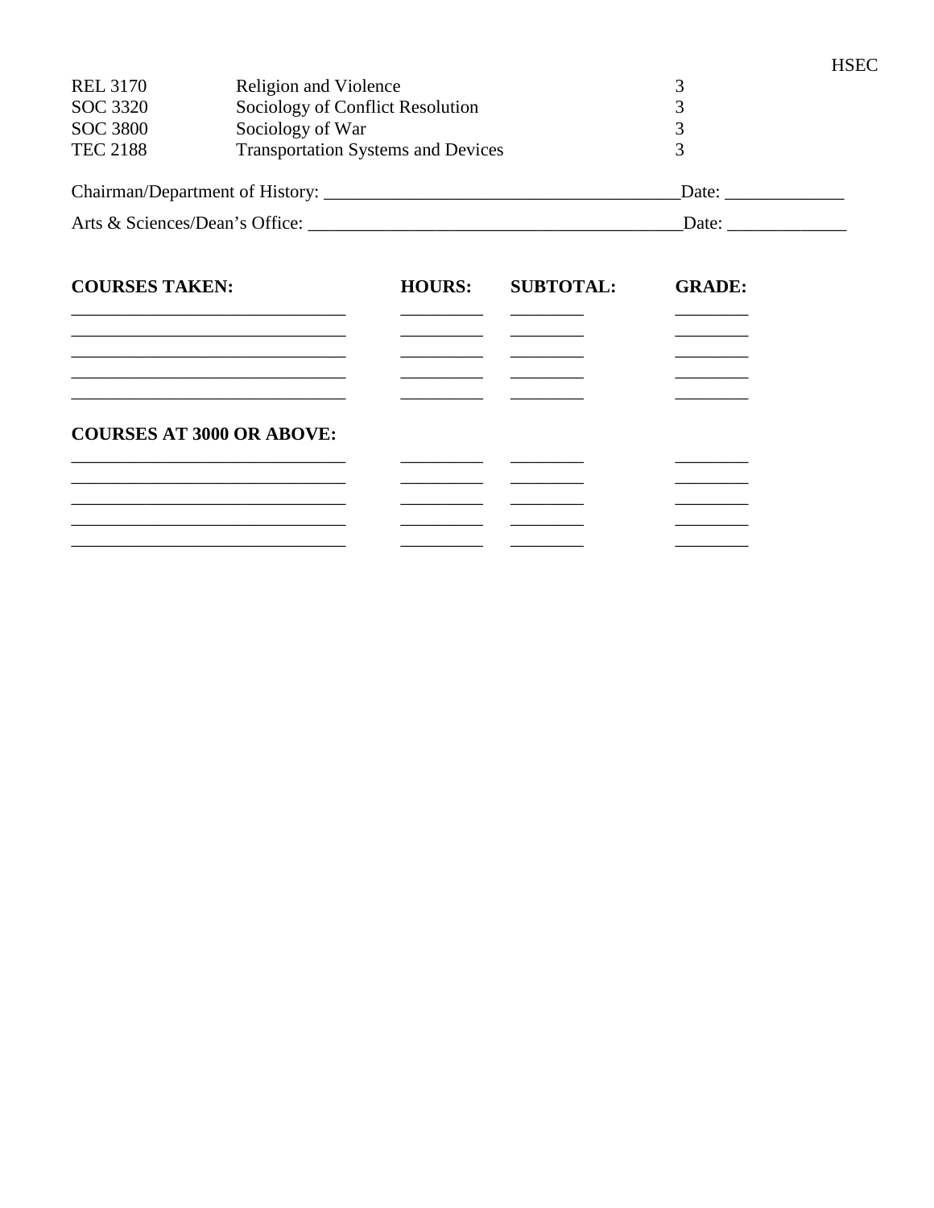| | | |
|---|---|---|
| REL 3170 | Religion and Violence | 3 |
| SOC 3320 | Sociology of Conflict Resolution | 3 |
| SOC 3800 | Sociology of War | 3 |
| TEC 2188 | Transportation Systems and Devices | 3 |

Chairman/Department of History: ______________________________________Date: _____________

Arts & Sciences/Dean's Office: ________________________________________Date: _____________

| **COURSES TAKEN:** | **HOURS:** | **SUBTOTAL:** | **GRADE:** |
|---|---|---|---|
| ______________________________ | _________ | ________ | ________ |
| ______________________________ | _________ | ________ | ________ |
| ______________________________ | _________ | ________ | ________ |
| ______________________________ | _________ | ________ | ________ |
| ______________________________ | _________ | ________ | ________ |
| **COURSES AT 3000 OR ABOVE:** | | | |
| ______________________________ | _________ | ________ | ________ |
| ______________________________ | _________ | ________ | ________ |
| ______________________________ | _________ | ________ | ________ |
| ______________________________ | _________ | ________ | ________ |
| ______________________________ | _________ | ________ | ________ |